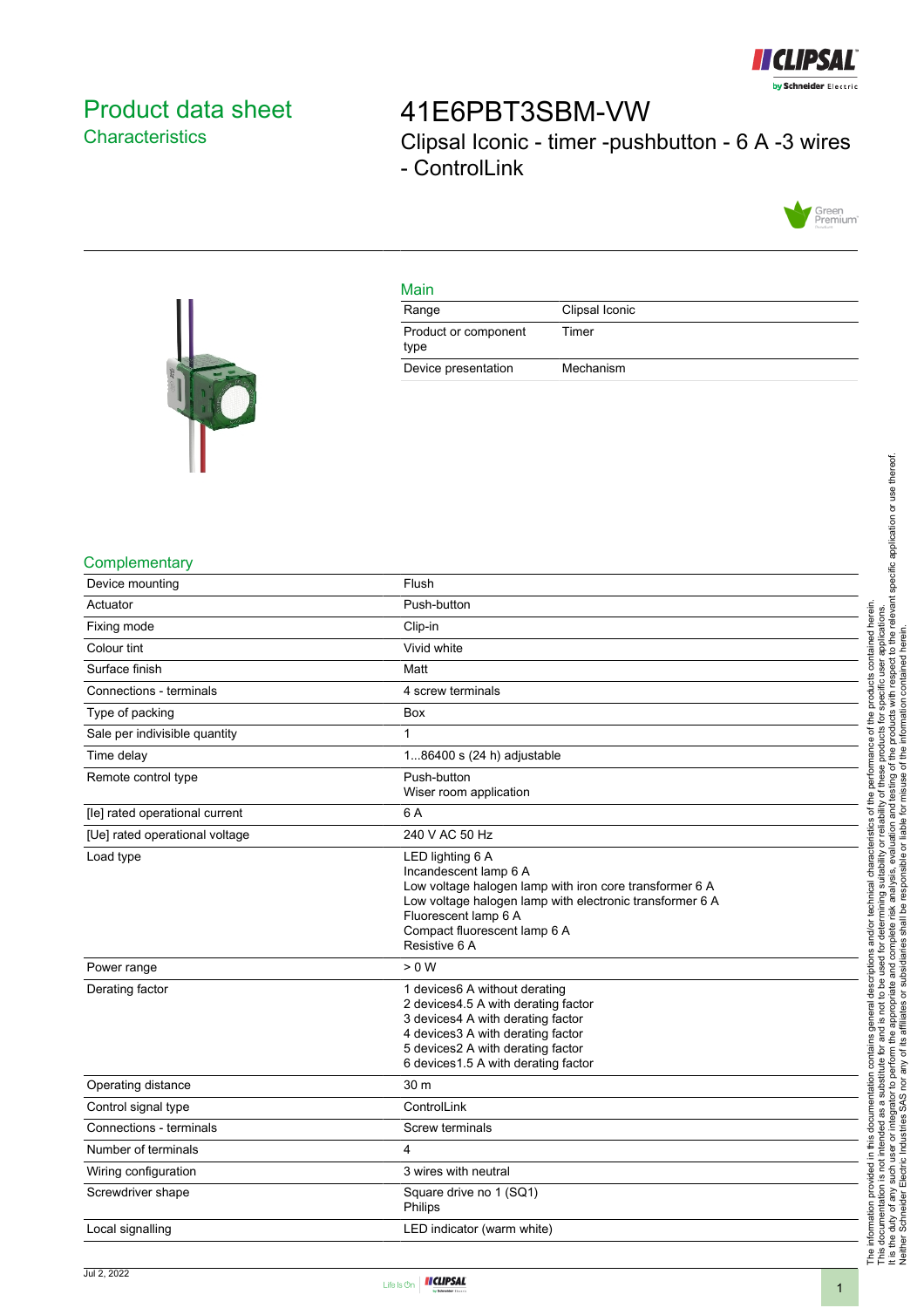# Product data sheet
## Characteristics

# 41E6PBT3SBM-VW

Clipsal Iconic - timer -pushbutton - 6 A -3 wires - ControlLink

## Main

| | |
|---|---|
| Range | Clipsal Iconic |
| Product or component type | Timer |
| Device presentation | Mechanism |

## Complementary

| | |
|---|---|
| Device mounting | Flush |
| Actuator | Push-button |
| Fixing mode | Clip-in |
| Colour tint | Vivid white |
| Surface finish | Matt |
| Connections - terminals | 4 screw terminals |
| Type of packing | Box |
| Sale per indivisible quantity | 1 |
| Time delay | 1...86400 s (24 h) adjustable |
| Remote control type | Push-button<br>Wiser room application |
| [Ie] rated operational current | 6 A |
| [Ue] rated operational voltage | 240 V AC 50 Hz |
| Load type | LED lighting 6 A<br>Incandescent lamp 6 A<br>Low voltage halogen lamp with iron core transformer 6 A<br>Low voltage halogen lamp with electronic transformer 6 A<br>Fluorescent lamp 6 A<br>Compact fluorescent lamp 6 A<br>Resistive 6 A |
| Power range | > 0 W |
| Derating factor | 1 devices6 A without derating<br>2 devices4.5 A with derating factor<br>3 devices4 A with derating factor<br>4 devices3 A with derating factor<br>5 devices2 A with derating factor<br>6 devices1.5 A with derating factor |
| Operating distance | 30 m |
| Control signal type | ControlLink |
| Connections - terminals | Screw terminals |
| Number of terminals | 4 |
| Wiring configuration | 3 wires with neutral |
| Screwdriver shape | Square drive no 1 (SQ1)<br>Philips |
| Local signalling | LED indicator (warm white) |

The information provided in this documentation contains general descriptions and/or technical characteristics of the performance of the products contained herein. This documentation is not intended as a substitute for and is not to be used for determining suitability or reliability of these products for specific user applications. It is the duty of any such user or integrator to perform the appropriate and complete risk analysis, evaluation and testing of the products with respect to the relevant specific application or use thereof. Neither Schneider Electric Industries SAS nor any of its affiliates or subsidiaries shall be responsible or liable for misuse of the information contained herein.

Jul 2, 2022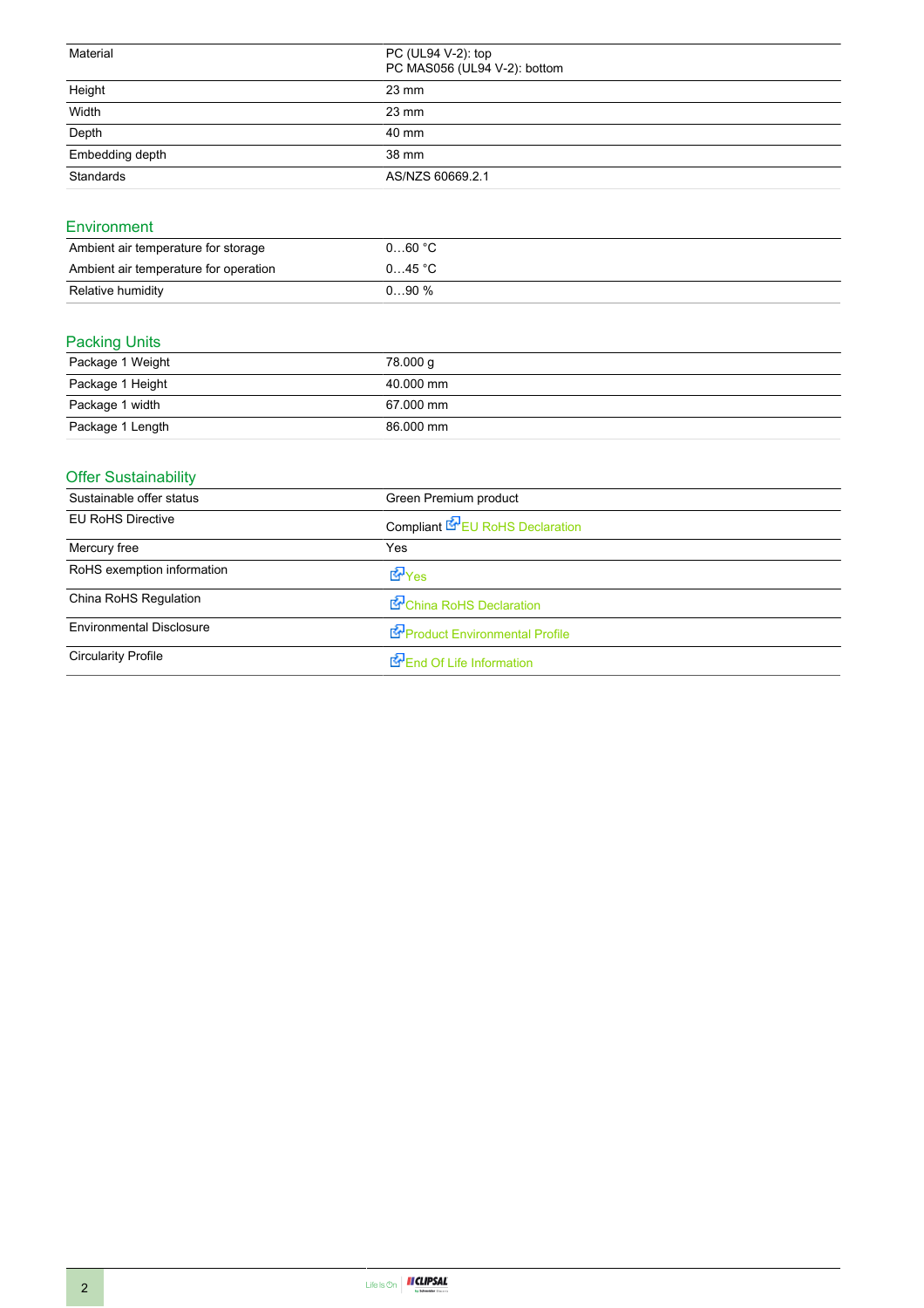| | |
|---|---|
| Material | PC (UL94 V-2): top<br>PC MAS056 (UL94 V-2): bottom |
| Height | 23 mm |
| Width | 23 mm |
| Depth | 40 mm |
| Embedding depth | 38 mm |
| Standards | AS/NZS 60669.2.1 |

## Environment

| | |
|---|---|
| Ambient air temperature for storage | 0…60 °C |
| Ambient air temperature for operation | 0…45 °C |
| Relative humidity | 0…90 % |

## Packing Units

| | |
|---|---|
| Package 1 Weight | 78.000 g |
| Package 1 Height | 40.000 mm |
| Package 1 width | 67.000 mm |
| Package 1 Length | 86.000 mm |

## Offer Sustainability

| | |
|---|---|
| Sustainable offer status | Green Premium product |
| EU RoHS Directive | Compliant EU RoHS Declaration |
| Mercury free | Yes |
| RoHS exemption information | Yes |
| China RoHS Regulation | China RoHS Declaration |
| Environmental Disclosure | Product Environmental Profile |
| Circularity Profile | End Of Life Information |